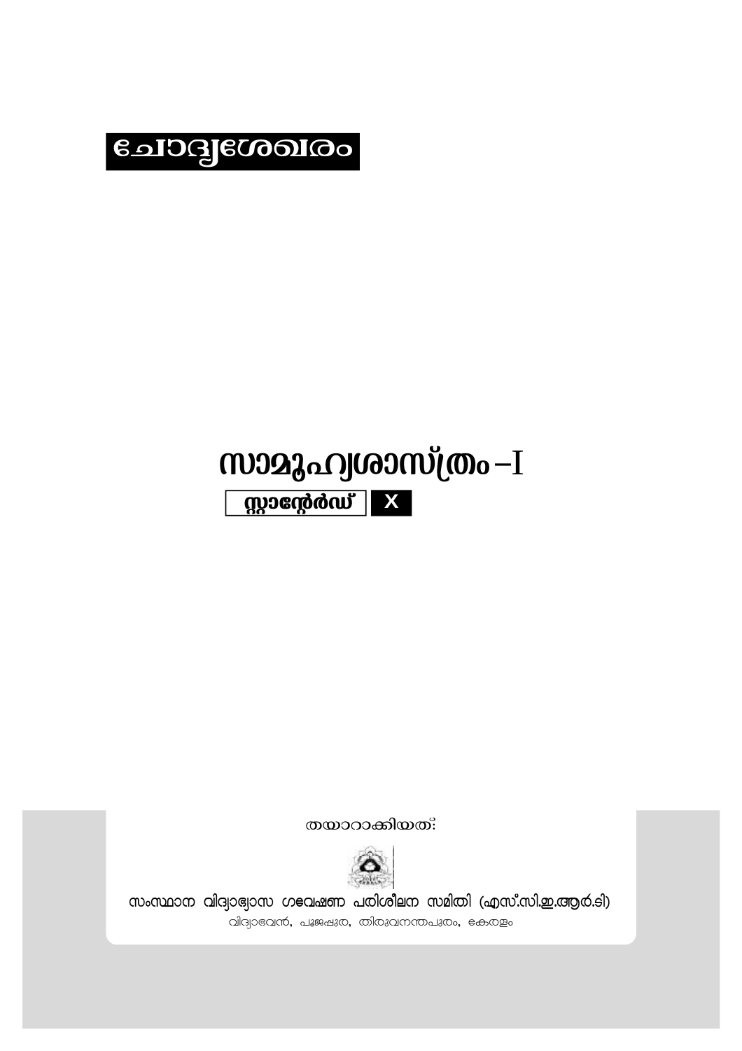# ചോദ്യശേഖരം

# സാമൂഹ്യശാസ്ത്രം – I

**സ്റ്റാന്റേർഡ് X**

തയാറാക്കിയത്:

സംസ്ഥാന വിദ്യാഭ്യാസ ഗവേഷണ പരിശീലന സമിതി (എസ്.സി.ഇ.ആർ.ടി)

വിദ്യാഭവൻ, പൂജപ്പുര, തിരുവനന്തപുരം, കേരളം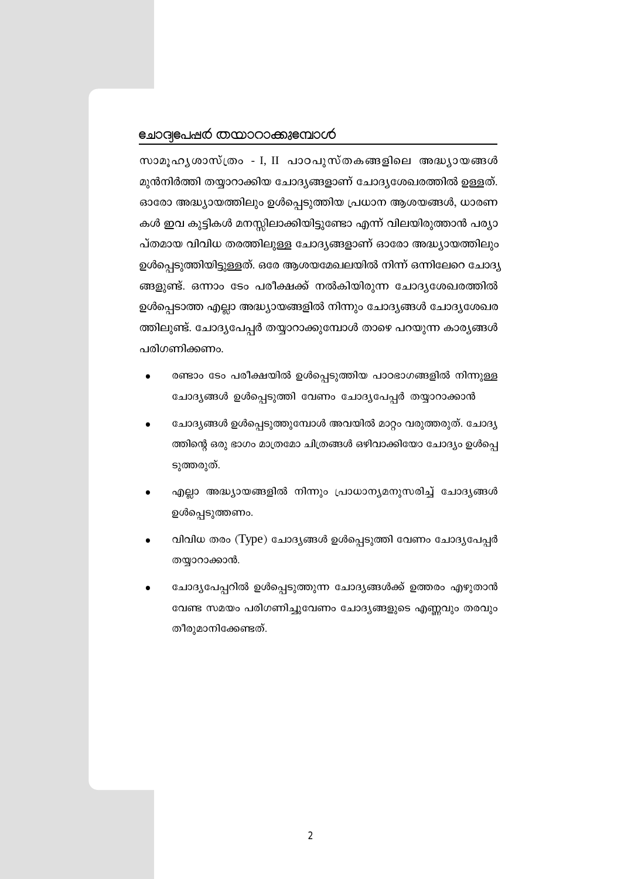## ചോദ്യപേപ്പർ തയ്യാറാക്കുമ്പോൾ

സാമൂഹ്യശാസ്ത്രം - I, II പാഠപുസ്തകങ്ങളിലെ അദ്ധ്യായങ്ങൾ മുൻനിർത്തി തയ്യാറാക്കിയ ചോദ്യങ്ങളാണ് ചോദ്യശേഖരത്തിൽ ഉള്ളത്. ഓരോ അദ്ധ്യായത്തിലും ഉൾപ്പെടുത്തിയ പ്രധാന ആശയങ്ങൾ, ധാരണകൾ ഇവ കുട്ടികൾ മനസ്സിലാക്കിയിട്ടുണ്ടോ എന്ന് വിലയിരുത്താൻ പര്യാപ്തമായ വിവിധ തരത്തിലുള്ള ചോദ്യങ്ങളാണ് ഓരോ അദ്ധ്യായത്തിലും ഉൾപ്പെടുത്തിയിട്ടുള്ളത്. ഒരേ ആശയമേഖലയിൽ നിന്ന് ഒന്നിലേറെ ചോദ്യങ്ങളുണ്ട്. ഒന്നാം ടേം പരീക്ഷക്ക് നൽകിയിരുന്ന ചോദ്യശേഖരത്തിൽ ഉൾപ്പെടാത്ത എല്ലാ അദ്ധ്യായങ്ങളിൽ നിന്നും ചോദ്യങ്ങൾ ചോദ്യശേഖരത്തിലുണ്ട്. ചോദ്യപേപ്പർ തയ്യാറാക്കുമ്പോൾ താഴെ പറയുന്ന കാര്യങ്ങൾ പരിഗണിക്കണം.

- രണ്ടാം ടേം പരീക്ഷയിൽ ഉൾപ്പെടുത്തിയ പാഠഭാഗങ്ങളിൽ നിന്നുള്ള ചോദ്യങ്ങൾ ഉൾപ്പെടുത്തി വേണം ചോദ്യപേപ്പർ തയ്യാറാക്കാൻ
- ചോദ്യങ്ങൾ ഉൾപ്പെടുത്തുമ്പോൾ അവയിൽ മാറ്റം വരുത്തരുത്. ചോദ്യത്തിന്റെ ഒരു ഭാഗം മാത്രമോ ചിത്രങ്ങൾ ഒഴിവാക്കിയോ ചോദ്യം ഉൾപ്പെടുത്തരുത്.
- എല്ലാ അദ്ധ്യായങ്ങളിൽ നിന്നും പ്രാധാന്യമനുസരിച്ച് ചോദ്യങ്ങൾ ഉൾപ്പെടുത്തണം.
- വിവിധ തരം (Type) ചോദ്യങ്ങൾ ഉൾപ്പെടുത്തി വേണം ചോദ്യപേപ്പർ തയ്യാറാക്കാൻ.
- ചോദ്യപേപ്പറിൽ ഉൾപ്പെടുത്തുന്ന ചോദ്യങ്ങൾക്ക് ഉത്തരം എഴുതാൻ വേണ്ട സമയം പരിഗണിച്ചുവേണം ചോദ്യങ്ങളുടെ എണ്ണവും തരവും തീരുമാനിക്കേണ്ടത്.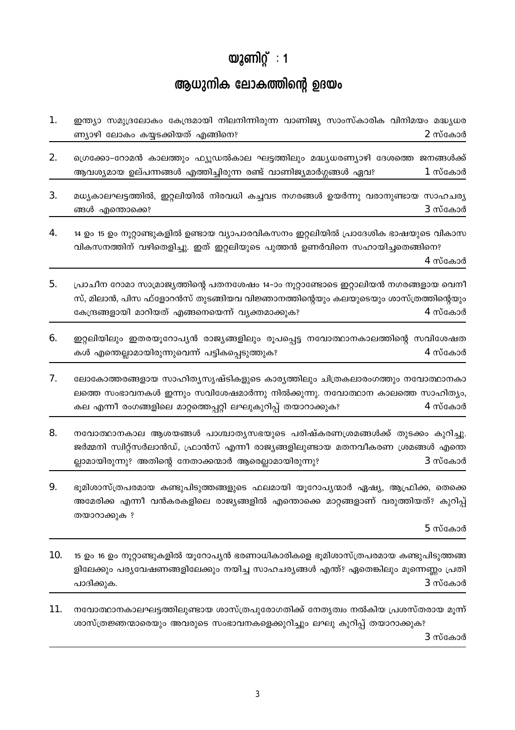# യൂണിറ്റ് : 1

## ആധുനിക ലോകത്തിന്റെ ഉദയം

1. ഇന്ത്യാ സമുദ്രലോകം കേന്ദ്രമായി നിലനിന്നിരുന്ന വാണിജ്യ സാംസ്കാരിക വിനിമയം മദ്ധ്യധരണ്യാഴി ലോകം കയ്യടക്കിയത് എങ്ങിനെ? 2 സ്കോർ

2. ഗ്രെക്കോ-റോമൻ കാലത്തും ഫ്യൂഡൽകാല ഘട്ടത്തിലും മദ്ധ്യധരണ്യാഴി ദേശത്തെ ജനങ്ങൾക്ക് ആവശ്യമായ ഉല്പന്നങ്ങൾ എത്തിച്ചിരുന്ന രണ്ട് വാണിജ്യമാർഗ്ഗങ്ങൾ ഏവ? 1 സ്കോർ

3. മധ്യകാലഘട്ടത്തിൽ, ഇറ്റലിയിൽ നിരവധി കച്ചവട നഗരങ്ങൾ ഉയർന്നു വരാനുണ്ടായ സാഹചര്യങ്ങൾ എന്തൊക്കെ? 3 സ്കോർ

4. 14 ഉം 15 ഉം നൂറ്റാണ്ടുകളിൽ ഉണ്ടായ വ്യാപാരവികസനം ഇറ്റലിയിൽ പ്രാദേശിക ഭാഷയുടെ വികാസ വികസനത്തിന് വഴിതെളിച്ചു. ഇത് ഇറ്റലിയുടെ പുത്തൻ ഉണർവിനെ സഹായിച്ചതെങ്ങിനെ? 4 സ്കോർ

5. പ്രാചീന റോമാ സാമ്രാജ്യത്തിന്റെ പതനശേഷം 14-ാം നൂറ്റാണ്ടോടെ ഇറ്റാലിയൻ നഗരങ്ങളായ വെനീസ്, മിലാൻ, പിസ ഫ്ളോറൻസ് തുടങ്ങിയവ വിജ്ഞാനത്തിന്റെയും കലയുടെയും ശാസ്ത്രത്തിന്റെയും കേന്ദ്രങ്ങളായി മാറിയത് എങ്ങനെയെന്ന് വ്യക്തമാക്കുക? 4 സ്കോർ

6. ഇറ്റലിയിലും ഇതരയൂറോപ്യൻ രാജ്യങ്ങളിലും രൂപപ്പെട്ട നവോത്ഥാനകാലത്തിന്റെ സവിശേഷതകൾ എന്തെല്ലാമായിരുന്നുവെന്ന് പട്ടികപ്പെടുത്തുക? 4 സ്കോർ

7. ലോകോത്തരങ്ങളായ സാഹിത്യസൃഷ്ടികളുടെ കാര്യത്തിലും ചിത്രകലാരംഗത്തും നവോത്ഥാനകാലത്തെ സംഭാവനകൾ ഇന്നും സവിശേഷമാർന്നു നിൽക്കുന്നു. നവോത്ഥാന കാലത്തെ സാഹിത്യം, കല എന്നീ രംഗങ്ങളിലെ മാറ്റത്തെപ്പറ്റി ലഘുകുറിപ്പ് തയാറാക്കുക? 4 സ്കോർ

8. നവോത്ഥാനകാല ആശയങ്ങൾ പാശ്ചാത്യസഭയുടെ പരിഷ്കരണശ്രമങ്ങൾക്ക് തുടക്കം കുറിച്ചു. ജർമ്മനി സ്വിറ്റ്സർലാൻഡ്, ഫ്രാൻസ് എന്നീ രാജ്യങ്ങളിലുണ്ടായ മതനവീകരണ ശ്രമങ്ങൾ എന്തെല്ലാമായിരുന്നു? അതിന്റെ നേതാക്കന്മാർ ആരെല്ലാമായിരുന്നു? 3 സ്കോർ

9. ഭൂമിശാസ്ത്രപരമായ കണ്ടുപിടുത്തങ്ങളുടെ ഫലമായി യൂറോപ്യന്മാർ ഏഷ്യ, ആഫ്രിക്ക, തെക്കെ അമേരിക്ക എന്നീ വൻകരകളിലെ രാജ്യങ്ങളിൽ എന്തൊക്കെ മാറ്റങ്ങളാണ് വരുത്തിയത്? കുറിപ്പ് തയാറാക്കുക ? 5 സ്കോർ

10. 15 ഉം 16 ഉം നൂറ്റാണ്ടുകളിൽ യൂറോപ്യൻ ഭരണാധികാരികളെ ഭൂമിശാസ്ത്രപരമായ കണ്ടുപിടുത്തങ്ങളിലേക്കും പര്യവേഷണങ്ങളിലേക്കും നയിച്ച സാഹചര്യങ്ങൾ എന്ത്? ഏതെങ്കിലും മൂന്നെണ്ണം പ്രതിപാദിക്കുക. 3 സ്കോർ

11. നവോത്ഥാനകാലഘട്ടത്തിലുണ്ടായ ശാസ്ത്രപുരോഗതിക്ക് നേതൃത്വം നൽകിയ പ്രശസ്തരായ മൂന്ന് ശാസ്ത്രജ്ഞന്മാരെയും അവരുടെ സംഭാവനകളെക്കുറിച്ചും ലഘു കുറിപ്പ് തയാറാക്കുക? 3 സ്കോർ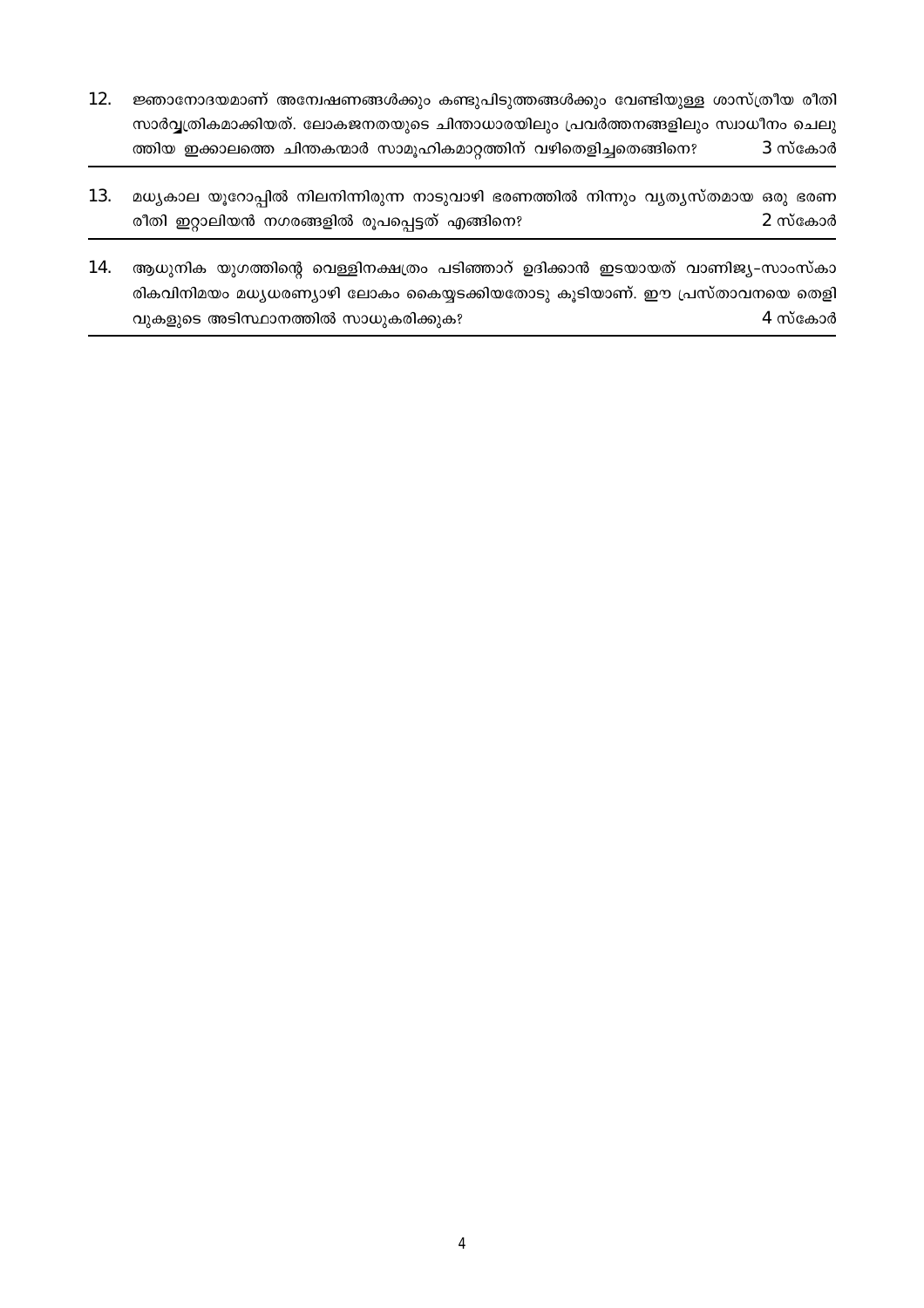12. ജ്ഞാനോദയമാണ് അന്വേഷണങ്ങൾക്കും കണ്ടുപിടുത്തങ്ങൾക്കും വേണ്ടിയുള്ള ശാസ്ത്രീയ രീതി സാർവ്വത്രികമാക്കിയത്. ലോകജനതയുടെ ചിന്താധാരയിലും പ്രവർത്തനങ്ങളിലും സ്വാധീനം ചെലുത്തിയ ഇക്കാലത്തെ ചിന്തകന്മാർ സാമൂഹികമാറ്റത്തിന് വഴിതെളിച്ചതെങ്ങിനെ? 3 സ്കോർ

13. മധ്യകാല യൂറോപ്പിൽ നിലനിന്നിരുന്ന നാടുവാഴി ഭരണത്തിൽ നിന്നും വ്യത്യസ്തമായ ഒരു ഭരണരീതി ഇറ്റാലിയൻ നഗരങ്ങളിൽ രൂപപ്പെട്ടത് എങ്ങിനെ? 2 സ്കോർ

14. ആധുനിക യുഗത്തിന്റെ വെള്ളിനക്ഷത്രം പടിഞ്ഞാറ് ഉദിക്കാൻ ഇടയായത് വാണിജ്യ-സാംസ്കാരികവിനിമയം മധ്യധരണ്യാഴി ലോകം കൈയ്യടക്കിയതോടു കൂടിയാണ്. ഈ പ്രസ്താവനയെ തെളിവുകളുടെ അടിസ്ഥാനത്തിൽ സാധൂകരിക്കുക? 4 സ്കോർ